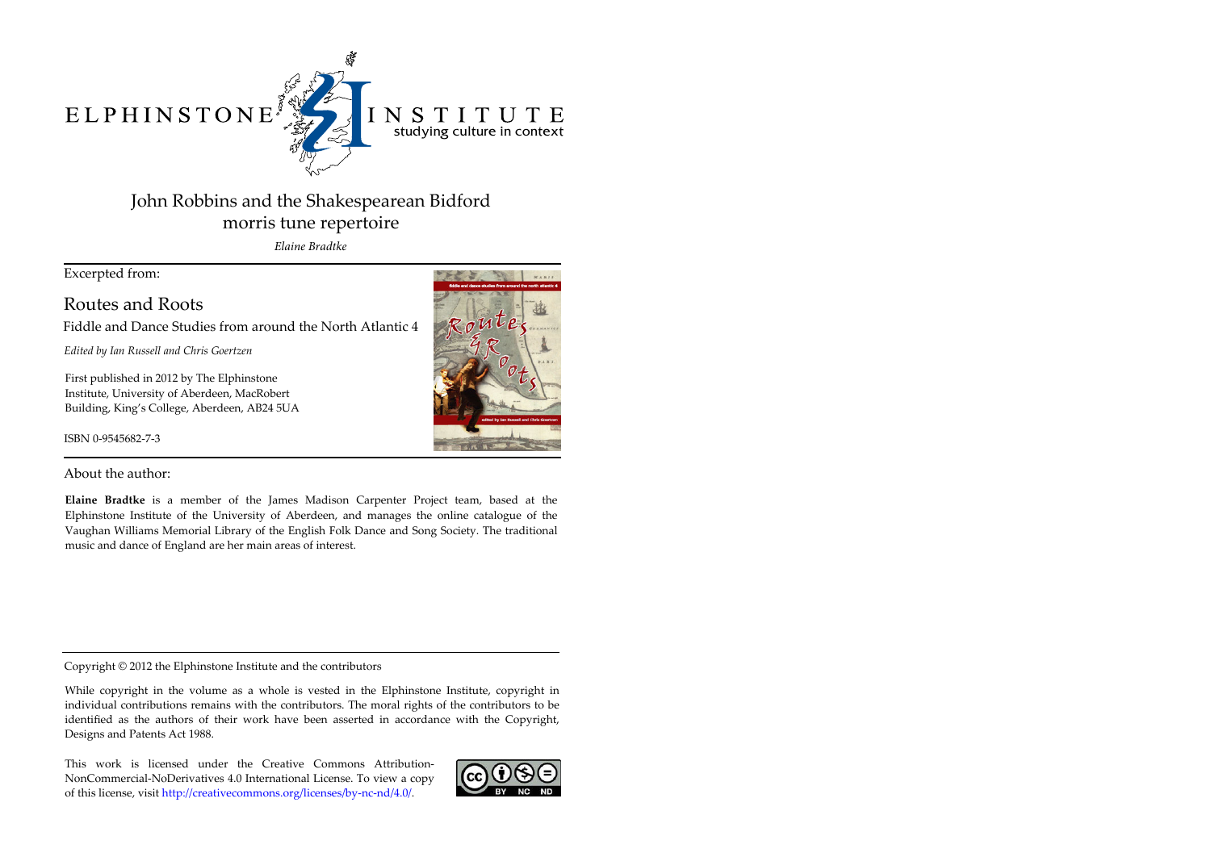ELPHINSTONE INSTITUTE
studying culture in context

# John Robbins and the Shakespearean Bidford morris tune repertoire

*Elaine Bradtke*

Excerpted from:

## Routes and Roots

Fiddle and Dance Studies from around the North Atlantic 4

*Edited by Ian Russell and Chris Goertzen*

First published in 2012 by The Elphinstone Institute, University of Aberdeen, MacRobert Building, King's College, Aberdeen, AB24 5UA

ISBN 0-9545682-7-3

About the author:

**Elaine Bradtke** is a member of the James Madison Carpenter Project team, based at the Elphinstone Institute of the University of Aberdeen, and manages the online catalogue of the Vaughan Williams Memorial Library of the English Folk Dance and Song Society. The traditional music and dance of England are her main areas of interest.

Copyright © 2012 the Elphinstone Institute and the contributors

While copyright in the volume as a whole is vested in the Elphinstone Institute, copyright in individual contributions remains with the contributors. The moral rights of the contributors to be identified as the authors of their work have been asserted in accordance with the Copyright, Designs and Patents Act 1988.

This work is licensed under the Creative Commons Attribution-NonCommercial-NoDerivatives 4.0 International License. To view a copy of this license, visit http://creativecommons.org/licenses/by-nc-nd/4.0/.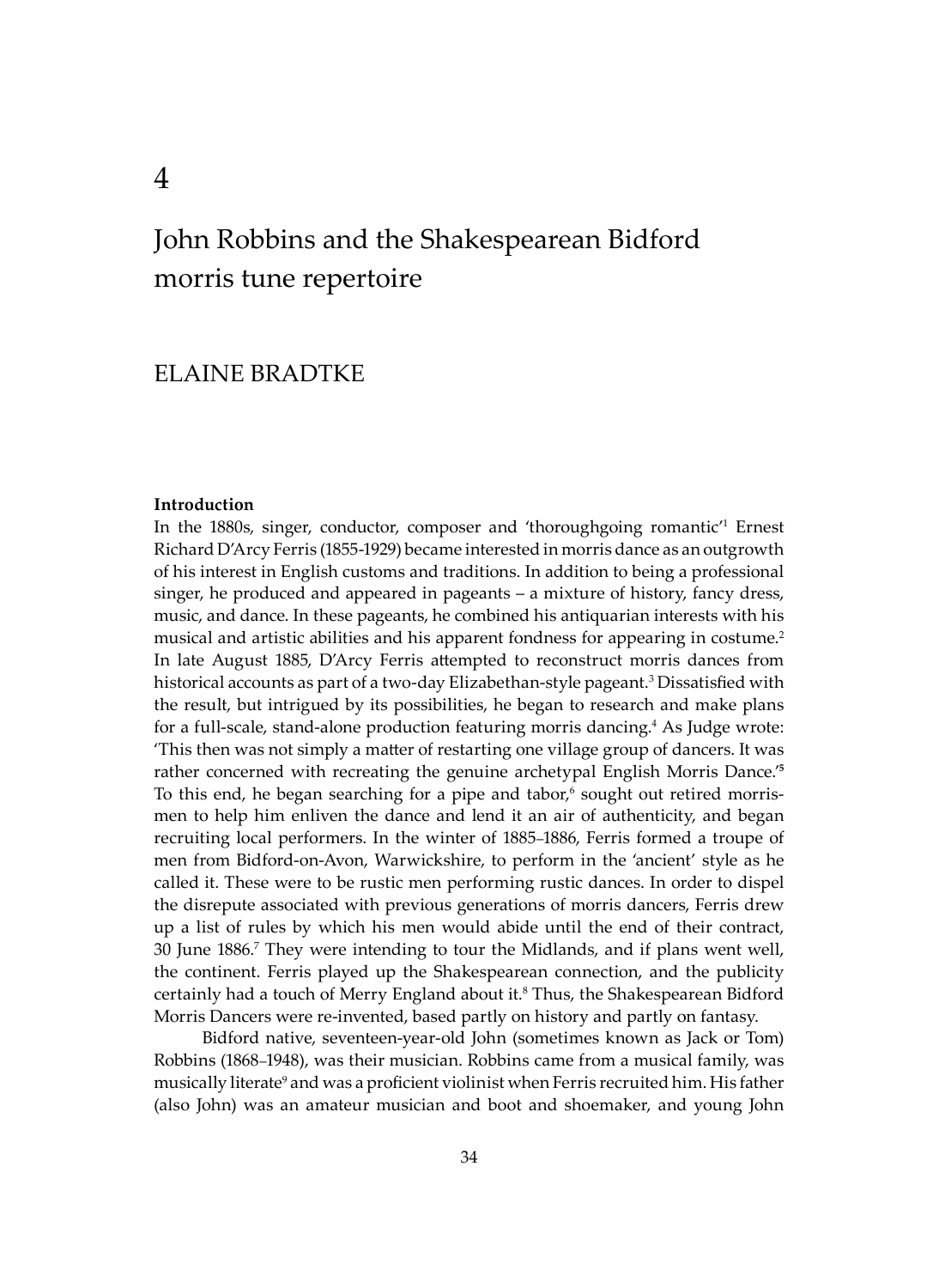# 4

# John Robbins and the Shakespearean Bidford morris tune repertoire

## ELAINE BRADTKE

### Introduction

In the 1880s, singer, conductor, composer and 'thoroughgoing romantic'[1] Ernest Richard D'Arcy Ferris (1855-1929) became interested in morris dance as an outgrowth of his interest in English customs and traditions. In addition to being a professional singer, he produced and appeared in pageants – a mixture of history, fancy dress, music, and dance. In these pageants, he combined his antiquarian interests with his musical and artistic abilities and his apparent fondness for appearing in costume.[2] In late August 1885, D'Arcy Ferris attempted to reconstruct morris dances from historical accounts as part of a two-day Elizabethan-style pageant.[3] Dissatisfied with the result, but intrigued by its possibilities, he began to research and make plans for a full-scale, stand-alone production featuring morris dancing.[4] As Judge wrote: 'This then was not simply a matter of restarting one village group of dancers. It was rather concerned with recreating the genuine archetypal English Morris Dance.'[5] To this end, he began searching for a pipe and tabor,[6] sought out retired morris-men to help him enliven the dance and lend it an air of authenticity, and began recruiting local performers. In the winter of 1885–1886, Ferris formed a troupe of men from Bidford-on-Avon, Warwickshire, to perform in the 'ancient' style as he called it. These were to be rustic men performing rustic dances. In order to dispel the disrepute associated with previous generations of morris dancers, Ferris drew up a list of rules by which his men would abide until the end of their contract, 30 June 1886.[7] They were intending to tour the Midlands, and if plans went well, the continent. Ferris played up the Shakespearean connection, and the publicity certainly had a touch of Merry England about it.[8] Thus, the Shakespearean Bidford Morris Dancers were re-invented, based partly on history and partly on fantasy.

Bidford native, seventeen-year-old John (sometimes known as Jack or Tom) Robbins (1868–1948), was their musician. Robbins came from a musical family, was musically literate[9] and was a proficient violinist when Ferris recruited him. His father (also John) was an amateur musician and boot and shoemaker, and young John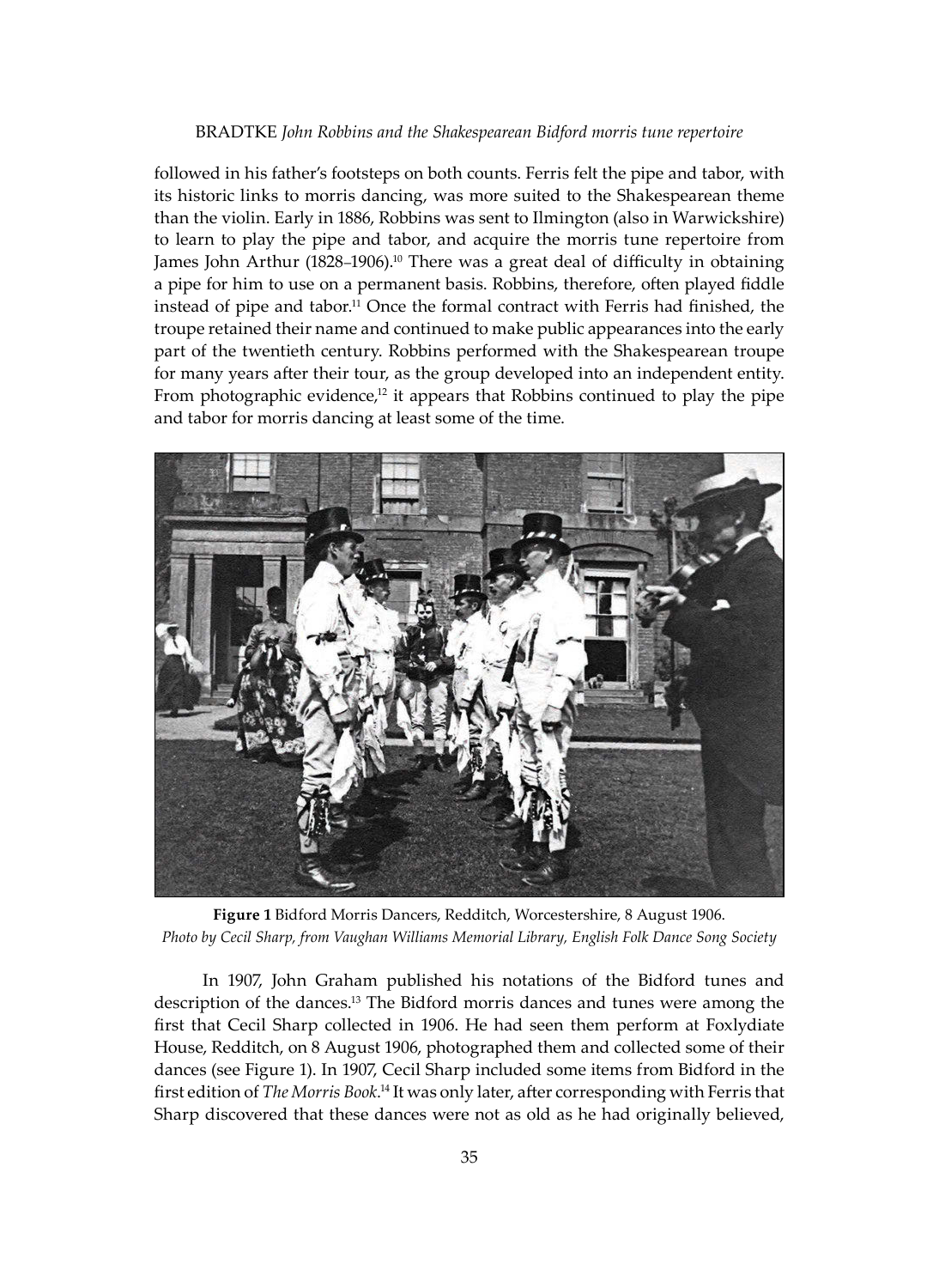followed in his father's footsteps on both counts. Ferris felt the pipe and tabor, with its historic links to morris dancing, was more suited to the Shakespearean theme than the violin. Early in 1886, Robbins was sent to Ilmington (also in Warwickshire) to learn to play the pipe and tabor, and acquire the morris tune repertoire from James John Arthur (1828–1906).[10] There was a great deal of difficulty in obtaining a pipe for him to use on a permanent basis. Robbins, therefore, often played fiddle instead of pipe and tabor.[11] Once the formal contract with Ferris had finished, the troupe retained their name and continued to make public appearances into the early part of the twentieth century. Robbins performed with the Shakespearean troupe for many years after their tour, as the group developed into an independent entity. From photographic evidence,[12] it appears that Robbins continued to play the pipe and tabor for morris dancing at least some of the time.

**Figure 1** Bidford Morris Dancers, Redditch, Worcestershire, 8 August 1906.
*Photo by Cecil Sharp, from Vaughan Williams Memorial Library, English Folk Dance Song Society*

In 1907, John Graham published his notations of the Bidford tunes and description of the dances.[13] The Bidford morris dances and tunes were among the first that Cecil Sharp collected in 1906. He had seen them perform at Foxlydiate House, Redditch, on 8 August 1906, photographed them and collected some of their dances (see Figure 1). In 1907, Cecil Sharp included some items from Bidford in the first edition of *The Morris Book*.[14] It was only later, after corresponding with Ferris that Sharp discovered that these dances were not as old as he had originally believed,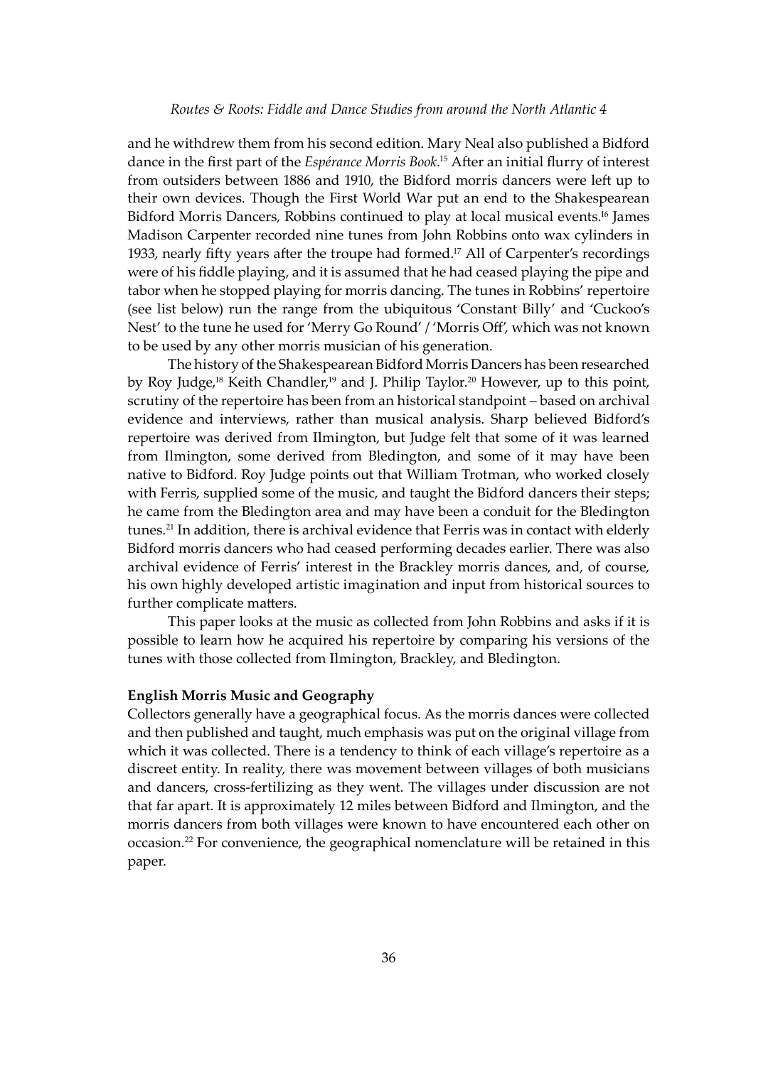and he withdrew them from his second edition. Mary Neal also published a Bidford dance in the first part of the *Espérance Morris Book*.[15] After an initial flurry of interest from outsiders between 1886 and 1910, the Bidford morris dancers were left up to their own devices. Though the First World War put an end to the Shakespearean Bidford Morris Dancers, Robbins continued to play at local musical events.[16] James Madison Carpenter recorded nine tunes from John Robbins onto wax cylinders in 1933, nearly fifty years after the troupe had formed.[17] All of Carpenter's recordings were of his fiddle playing, and it is assumed that he had ceased playing the pipe and tabor when he stopped playing for morris dancing. The tunes in Robbins' repertoire (see list below) run the range from the ubiquitous 'Constant Billy' and 'Cuckoo's Nest' to the tune he used for 'Merry Go Round' / 'Morris Off', which was not known to be used by any other morris musician of his generation.

The history of the Shakespearean Bidford Morris Dancers has been researched by Roy Judge,[18] Keith Chandler,[19] and J. Philip Taylor.[20] However, up to this point, scrutiny of the repertoire has been from an historical standpoint – based on archival evidence and interviews, rather than musical analysis. Sharp believed Bidford's repertoire was derived from Ilmington, but Judge felt that some of it was learned from Ilmington, some derived from Bledington, and some of it may have been native to Bidford. Roy Judge points out that William Trotman, who worked closely with Ferris, supplied some of the music, and taught the Bidford dancers their steps; he came from the Bledington area and may have been a conduit for the Bledington tunes.[21] In addition, there is archival evidence that Ferris was in contact with elderly Bidford morris dancers who had ceased performing decades earlier. There was also archival evidence of Ferris' interest in the Brackley morris dances, and, of course, his own highly developed artistic imagination and input from historical sources to further complicate matters.

This paper looks at the music as collected from John Robbins and asks if it is possible to learn how he acquired his repertoire by comparing his versions of the tunes with those collected from Ilmington, Brackley, and Bledington.

**English Morris Music and Geography**

Collectors generally have a geographical focus. As the morris dances were collected and then published and taught, much emphasis was put on the original village from which it was collected. There is a tendency to think of each village's repertoire as a discreet entity. In reality, there was movement between villages of both musicians and dancers, cross-fertilizing as they went. The villages under discussion are not that far apart. It is approximately 12 miles between Bidford and Ilmington, and the morris dancers from both villages were known to have encountered each other on occasion.[22] For convenience, the geographical nomenclature will be retained in this paper.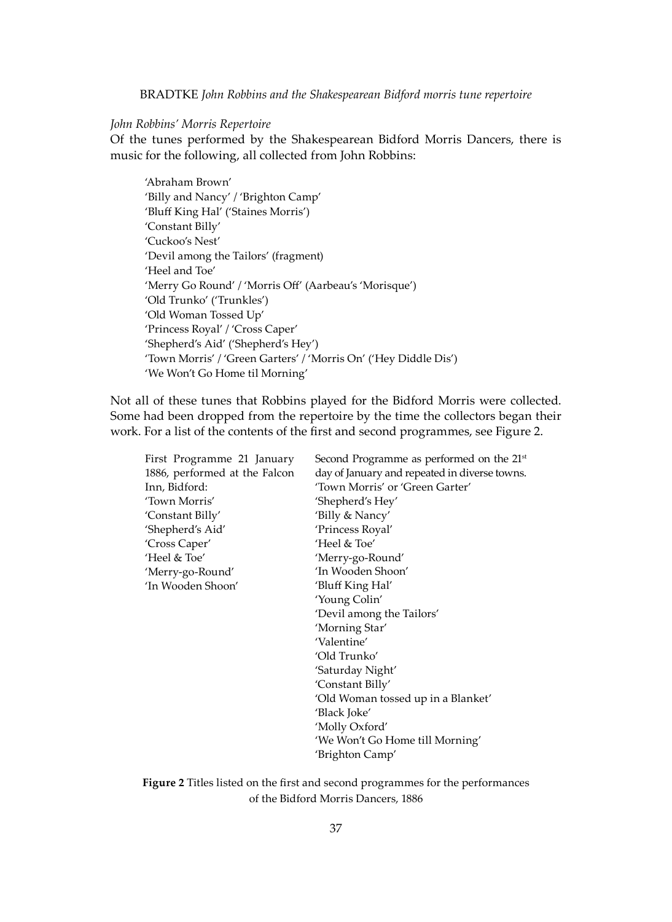*John Robbins' Morris Repertoire*

Of the tunes performed by the Shakespearean Bidford Morris Dancers, there is music for the following, all collected from John Robbins:

'Abraham Brown'
'Billy and Nancy' / 'Brighton Camp'
'Bluff King Hal' ('Staines Morris')
'Constant Billy'
'Cuckoo's Nest'
'Devil among the Tailors' (fragment)
'Heel and Toe'
'Merry Go Round' / 'Morris Off' (Aarbeau's 'Morisque')
'Old Trunko' ('Trunkles')
'Old Woman Tossed Up'
'Princess Royal' / 'Cross Caper'
'Shepherd's Aid' ('Shepherd's Hey')
'Town Morris' / 'Green Garters' / 'Morris On' ('Hey Diddle Dis')
'We Won't Go Home til Morning'

Not all of these tunes that Robbins played for the Bidford Morris were collected. Some had been dropped from the repertoire by the time the collectors began their work. For a list of the contents of the first and second programmes, see Figure 2.

| First Programme 21 January 1886, performed at the Falcon Inn, Bidford: | Second Programme as performed on the 21st day of January and repeated in diverse towns. |
|---|---|
| 'Town Morris' | 'Town Morris' or 'Green Garter' |
| 'Constant Billy' | 'Shepherd's Hey' |
| 'Shepherd's Aid' | 'Billy & Nancy' |
| 'Cross Caper' | 'Princess Royal' |
| 'Heel & Toe' | 'Heel & Toe' |
| 'Merry-go-Round' | 'Merry-go-Round' |
| 'In Wooden Shoon' | 'In Wooden Shoon' |
| | 'Bluff King Hal' |
| | 'Young Colin' |
| | 'Devil among the Tailors' |
| | 'Morning Star' |
| | 'Valentine' |
| | 'Old Trunko' |
| | 'Saturday Night' |
| | 'Constant Billy' |
| | 'Old Woman tossed up in a Blanket' |
| | 'Black Joke' |
| | 'Molly Oxford' |
| | 'We Won't Go Home till Morning' |
| | 'Brighton Camp' |

**Figure 2** Titles listed on the first and second programmes for the performances of the Bidford Morris Dancers, 1886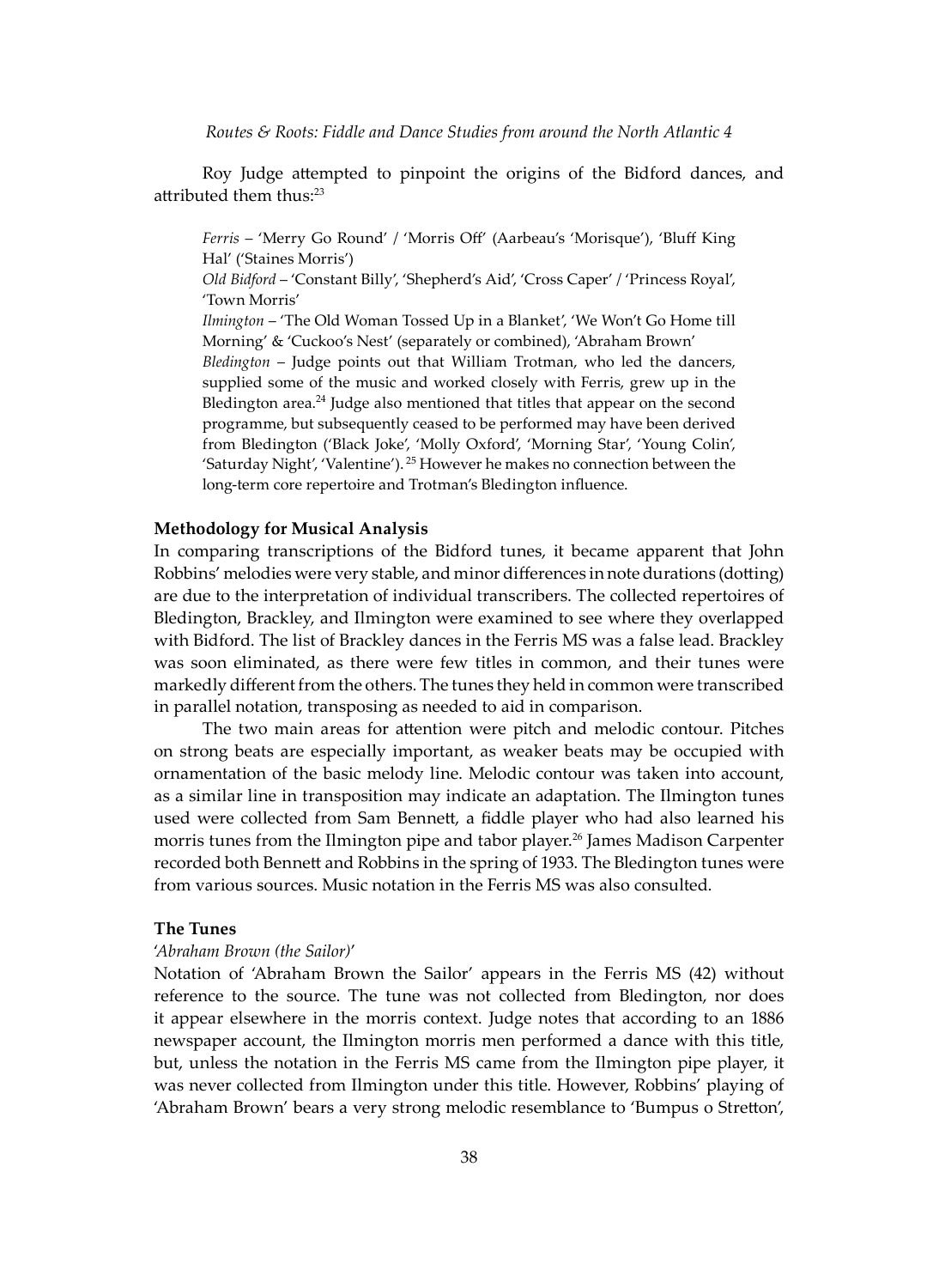Roy Judge attempted to pinpoint the origins of the Bidford dances, and attributed them thus:[23]

> *Ferris* – 'Merry Go Round' / 'Morris Off' (Aarbeau's 'Morisque'), 'Bluff King Hal' ('Staines Morris')
>
> *Old Bidford* – 'Constant Billy', 'Shepherd's Aid', 'Cross Caper' / 'Princess Royal', 'Town Morris'
>
> *Ilmington* – 'The Old Woman Tossed Up in a Blanket', 'We Won't Go Home till Morning' & 'Cuckoo's Nest' (separately or combined), 'Abraham Brown'
>
> *Bledington* – Judge points out that William Trotman, who led the dancers, supplied some of the music and worked closely with Ferris, grew up in the Bledington area.[24] Judge also mentioned that titles that appear on the second programme, but subsequently ceased to be performed may have been derived from Bledington ('Black Joke', 'Molly Oxford', 'Morning Star', 'Young Colin', 'Saturday Night', 'Valentine'). [25] However he makes no connection between the long-term core repertoire and Trotman's Bledington influence.

### Methodology for Musical Analysis

In comparing transcriptions of the Bidford tunes, it became apparent that John Robbins' melodies were very stable, and minor differences in note durations (dotting) are due to the interpretation of individual transcribers. The collected repertoires of Bledington, Brackley, and Ilmington were examined to see where they overlapped with Bidford. The list of Brackley dances in the Ferris MS was a false lead. Brackley was soon eliminated, as there were few titles in common, and their tunes were markedly different from the others. The tunes they held in common were transcribed in parallel notation, transposing as needed to aid in comparison.

The two main areas for attention were pitch and melodic contour. Pitches on strong beats are especially important, as weaker beats may be occupied with ornamentation of the basic melody line. Melodic contour was taken into account, as a similar line in transposition may indicate an adaptation. The Ilmington tunes used were collected from Sam Bennett, a fiddle player who had also learned his morris tunes from the Ilmington pipe and tabor player.[26] James Madison Carpenter recorded both Bennett and Robbins in the spring of 1933. The Bledington tunes were from various sources. Music notation in the Ferris MS was also consulted.

### The Tunes

#### *'Abraham Brown (the Sailor)'*

Notation of 'Abraham Brown the Sailor' appears in the Ferris MS (42) without reference to the source. The tune was not collected from Bledington, nor does it appear elsewhere in the morris context. Judge notes that according to an 1886 newspaper account, the Ilmington morris men performed a dance with this title, but, unless the notation in the Ferris MS came from the Ilmington pipe player, it was never collected from Ilmington under this title. However, Robbins' playing of 'Abraham Brown' bears a very strong melodic resemblance to 'Bumpus o Stretton',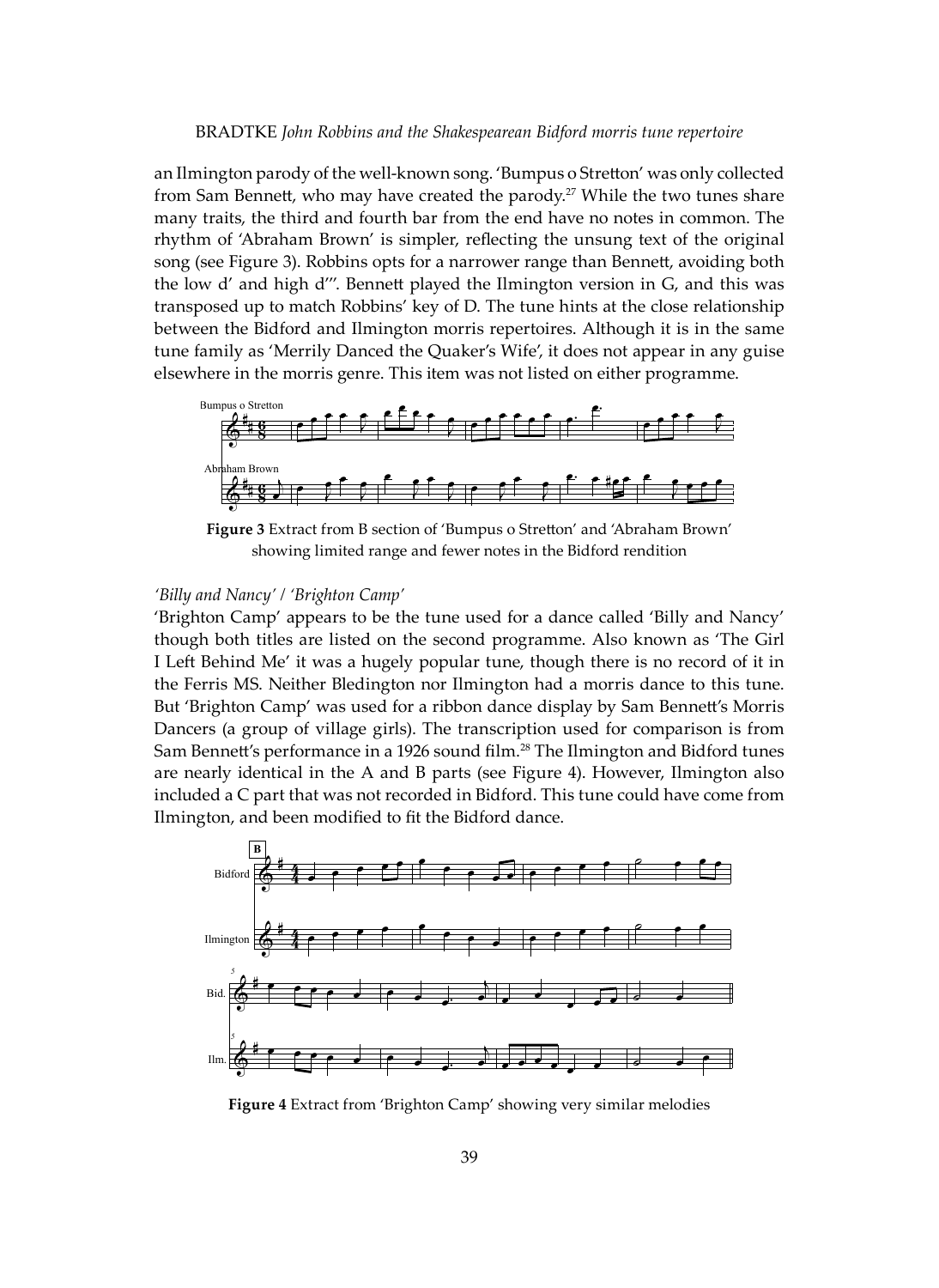an Ilmington parody of the well-known song. 'Bumpus o Stretton' was only collected from Sam Bennett, who may have created the parody.[27] While the two tunes share many traits, the third and fourth bar from the end have no notes in common. The rhythm of 'Abraham Brown' is simpler, reflecting the unsung text of the original song (see Figure 3). Robbins opts for a narrower range than Bennett, avoiding both the low d' and high d'''. Bennett played the Ilmington version in G, and this was transposed up to match Robbins' key of D. The tune hints at the close relationship between the Bidford and Ilmington morris repertoires. Although it is in the same tune family as 'Merrily Danced the Quaker's Wife', it does not appear in any guise elsewhere in the morris genre. This item was not listed on either programme.

**Figure 3** Extract from B section of 'Bumpus o Stretton' and 'Abraham Brown' showing limited range and fewer notes in the Bidford rendition

### *'Billy and Nancy' / 'Brighton Camp'*

'Brighton Camp' appears to be the tune used for a dance called 'Billy and Nancy' though both titles are listed on the second programme. Also known as 'The Girl I Left Behind Me' it was a hugely popular tune, though there is no record of it in the Ferris MS. Neither Bledington nor Ilmington had a morris dance to this tune. But 'Brighton Camp' was used for a ribbon dance display by Sam Bennett's Morris Dancers (a group of village girls). The transcription used for comparison is from Sam Bennett's performance in a 1926 sound film.[28] The Ilmington and Bidford tunes are nearly identical in the A and B parts (see Figure 4). However, Ilmington also included a C part that was not recorded in Bidford. This tune could have come from Ilmington, and been modified to fit the Bidford dance.

**Figure 4** Extract from 'Brighton Camp' showing very similar melodies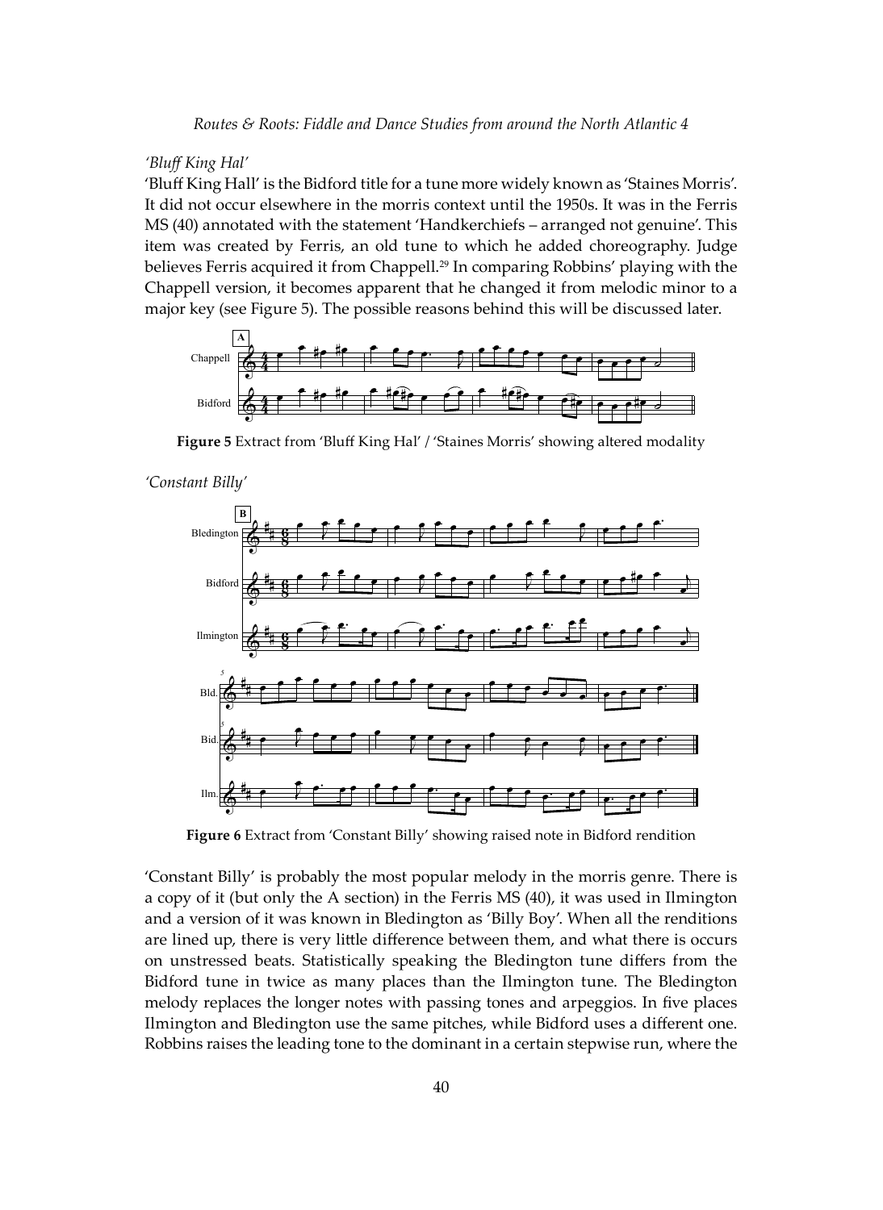*'Bluff King Hal'*

'Bluff King Hall' is the Bidford title for a tune more widely known as 'Staines Morris'. It did not occur elsewhere in the morris context until the 1950s. It was in the Ferris MS (40) annotated with the statement 'Handkerchiefs – arranged not genuine'. This item was created by Ferris, an old tune to which he added choreography. Judge believes Ferris acquired it from Chappell.[29] In comparing Robbins' playing with the Chappell version, it becomes apparent that he changed it from melodic minor to a major key (see Figure 5). The possible reasons behind this will be discussed later.

**Figure 5** Extract from 'Bluff King Hal' / 'Staines Morris' showing altered modality

*'Constant Billy'*

**Figure 6** Extract from 'Constant Billy' showing raised note in Bidford rendition

'Constant Billy' is probably the most popular melody in the morris genre. There is a copy of it (but only the A section) in the Ferris MS (40), it was used in Ilmington and a version of it was known in Bledington as 'Billy Boy'. When all the renditions are lined up, there is very little difference between them, and what there is occurs on unstressed beats. Statistically speaking the Bledington tune differs from the Bidford tune in twice as many places than the Ilmington tune. The Bledington melody replaces the longer notes with passing tones and arpeggios. In five places Ilmington and Bledington use the same pitches, while Bidford uses a different one. Robbins raises the leading tone to the dominant in a certain stepwise run, where the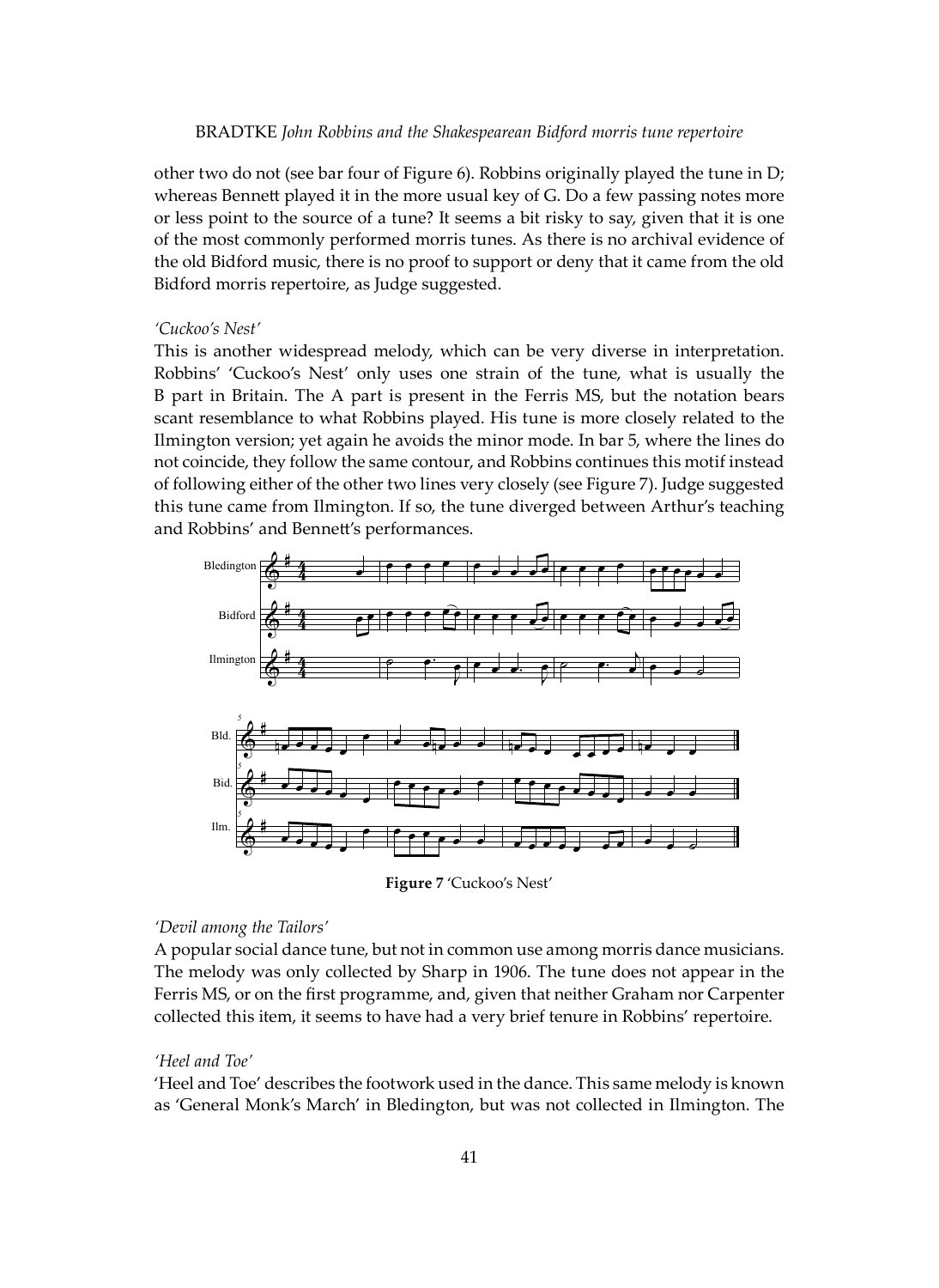other two do not (see bar four of Figure 6). Robbins originally played the tune in D; whereas Bennett played it in the more usual key of G. Do a few passing notes more or less point to the source of a tune? It seems a bit risky to say, given that it is one of the most commonly performed morris tunes. As there is no archival evidence of the old Bidford music, there is no proof to support or deny that it came from the old Bidford morris repertoire, as Judge suggested.

*'Cuckoo's Nest'*

This is another widespread melody, which can be very diverse in interpretation. Robbins' 'Cuckoo's Nest' only uses one strain of the tune, what is usually the B part in Britain. The A part is present in the Ferris MS, but the notation bears scant resemblance to what Robbins played. His tune is more closely related to the Ilmington version; yet again he avoids the minor mode. In bar 5, where the lines do not coincide, they follow the same contour, and Robbins continues this motif instead of following either of the other two lines very closely (see Figure 7). Judge suggested this tune came from Ilmington. If so, the tune diverged between Arthur's teaching and Robbins' and Bennett's performances.

**Figure 7** 'Cuckoo's Nest'

*'Devil among the Tailors'*

A popular social dance tune, but not in common use among morris dance musicians. The melody was only collected by Sharp in 1906. The tune does not appear in the Ferris MS, or on the first programme, and, given that neither Graham nor Carpenter collected this item, it seems to have had a very brief tenure in Robbins' repertoire.

*'Heel and Toe'*

'Heel and Toe' describes the footwork used in the dance. This same melody is known as 'General Monk's March' in Bledington, but was not collected in Ilmington. The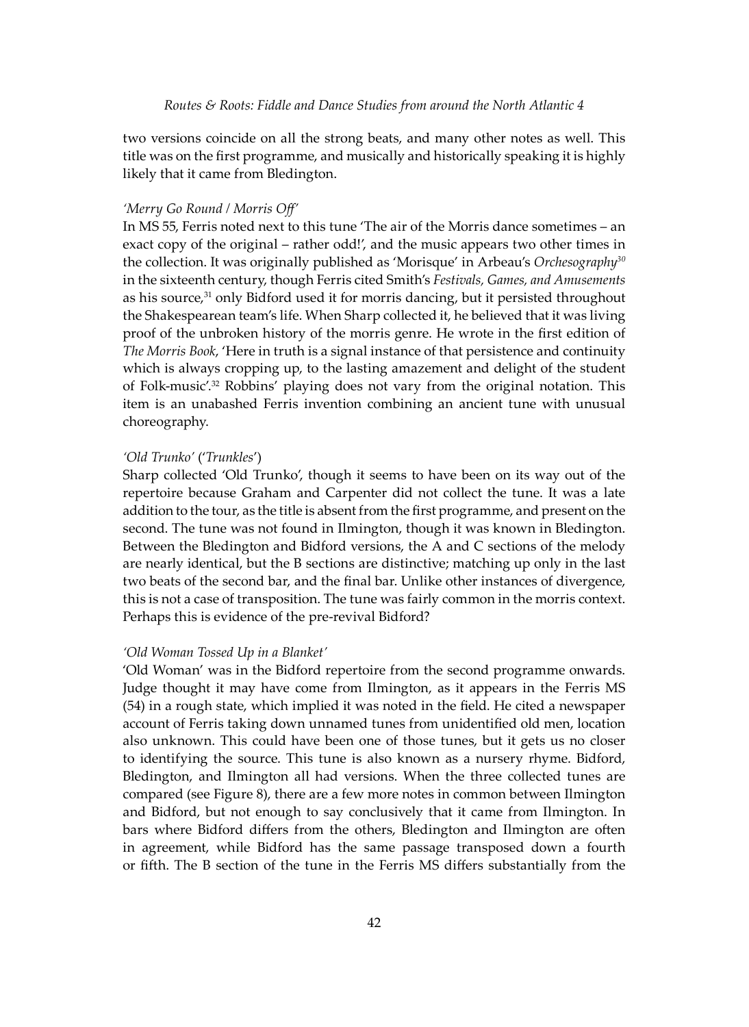two versions coincide on all the strong beats, and many other notes as well. This title was on the first programme, and musically and historically speaking it is highly likely that it came from Bledington.

*'Merry Go Round / Morris Off'*

In MS 55, Ferris noted next to this tune 'The air of the Morris dance sometimes – an exact copy of the original – rather odd!', and the music appears two other times in the collection. It was originally published as 'Morisque' in Arbeau's *Orchesography*[30] in the sixteenth century, though Ferris cited Smith's *Festivals, Games, and Amusements* as his source,[31] only Bidford used it for morris dancing, but it persisted throughout the Shakespearean team's life. When Sharp collected it, he believed that it was living proof of the unbroken history of the morris genre. He wrote in the first edition of *The Morris Book*, 'Here in truth is a signal instance of that persistence and continuity which is always cropping up, to the lasting amazement and delight of the student of Folk-music'.[32] Robbins' playing does not vary from the original notation. This item is an unabashed Ferris invention combining an ancient tune with unusual choreography.

*'Old Trunko'* (*'Trunkles'*)

Sharp collected 'Old Trunko', though it seems to have been on its way out of the repertoire because Graham and Carpenter did not collect the tune. It was a late addition to the tour, as the title is absent from the first programme, and present on the second. The tune was not found in Ilmington, though it was known in Bledington. Between the Bledington and Bidford versions, the A and C sections of the melody are nearly identical, but the B sections are distinctive; matching up only in the last two beats of the second bar, and the final bar. Unlike other instances of divergence, this is not a case of transposition. The tune was fairly common in the morris context. Perhaps this is evidence of the pre-revival Bidford?

*'Old Woman Tossed Up in a Blanket'*

'Old Woman' was in the Bidford repertoire from the second programme onwards. Judge thought it may have come from Ilmington, as it appears in the Ferris MS (54) in a rough state, which implied it was noted in the field. He cited a newspaper account of Ferris taking down unnamed tunes from unidentified old men, location also unknown. This could have been one of those tunes, but it gets us no closer to identifying the source. This tune is also known as a nursery rhyme. Bidford, Bledington, and Ilmington all had versions. When the three collected tunes are compared (see Figure 8), there are a few more notes in common between Ilmington and Bidford, but not enough to say conclusively that it came from Ilmington. In bars where Bidford differs from the others, Bledington and Ilmington are often in agreement, while Bidford has the same passage transposed down a fourth or fifth. The B section of the tune in the Ferris MS differs substantially from the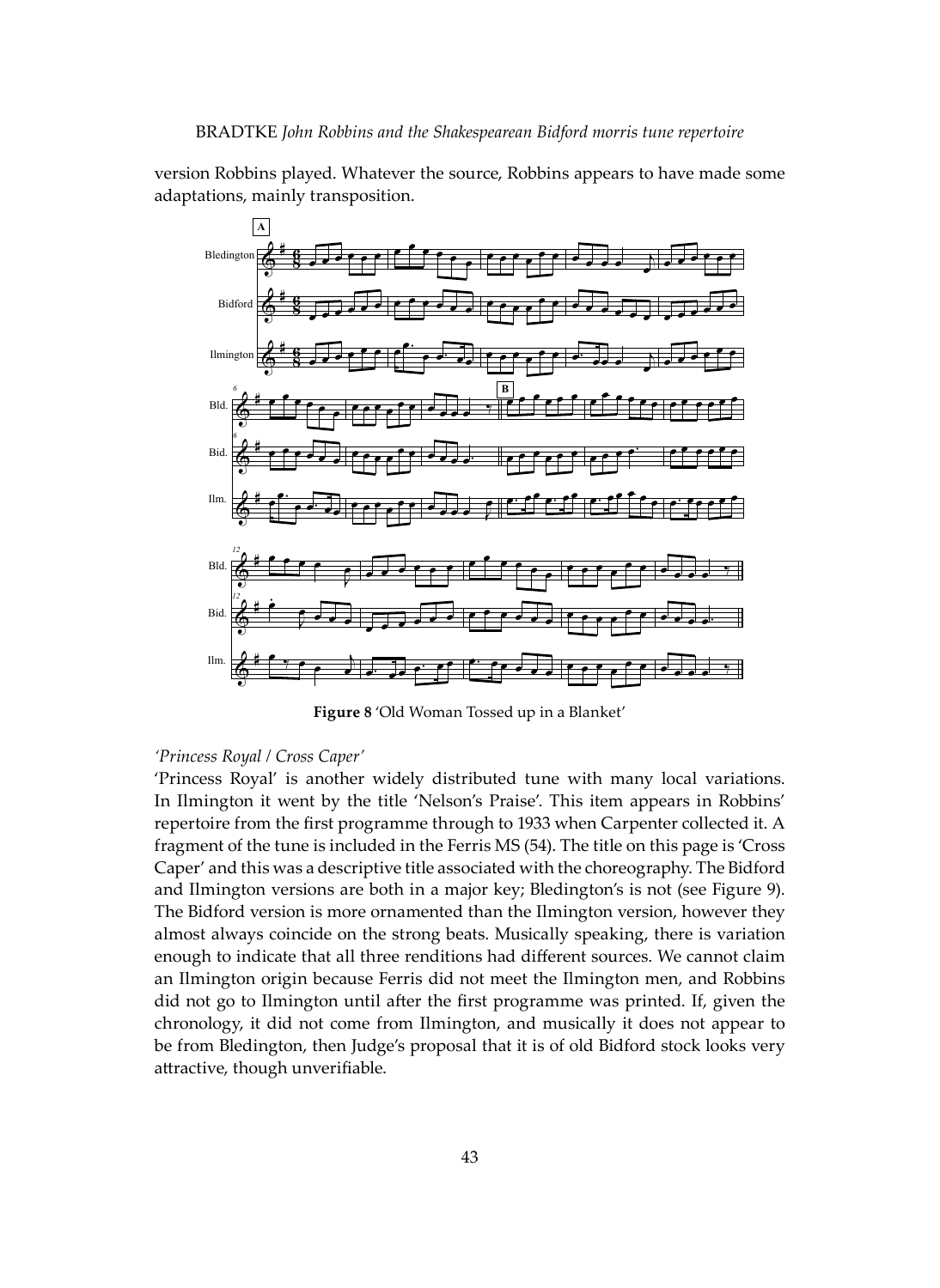version Robbins played. Whatever the source, Robbins appears to have made some adaptations, mainly transposition.

**Figure 8** 'Old Woman Tossed up in a Blanket'

*'Princess Royal / Cross Caper'*

'Princess Royal' is another widely distributed tune with many local variations. In Ilmington it went by the title 'Nelson's Praise'. This item appears in Robbins' repertoire from the first programme through to 1933 when Carpenter collected it. A fragment of the tune is included in the Ferris MS (54). The title on this page is 'Cross Caper' and this was a descriptive title associated with the choreography. The Bidford and Ilmington versions are both in a major key; Bledington's is not (see Figure 9). The Bidford version is more ornamented than the Ilmington version, however they almost always coincide on the strong beats. Musically speaking, there is variation enough to indicate that all three renditions had different sources. We cannot claim an Ilmington origin because Ferris did not meet the Ilmington men, and Robbins did not go to Ilmington until after the first programme was printed. If, given the chronology, it did not come from Ilmington, and musically it does not appear to be from Bledington, then Judge's proposal that it is of old Bidford stock looks very attractive, though unverifiable.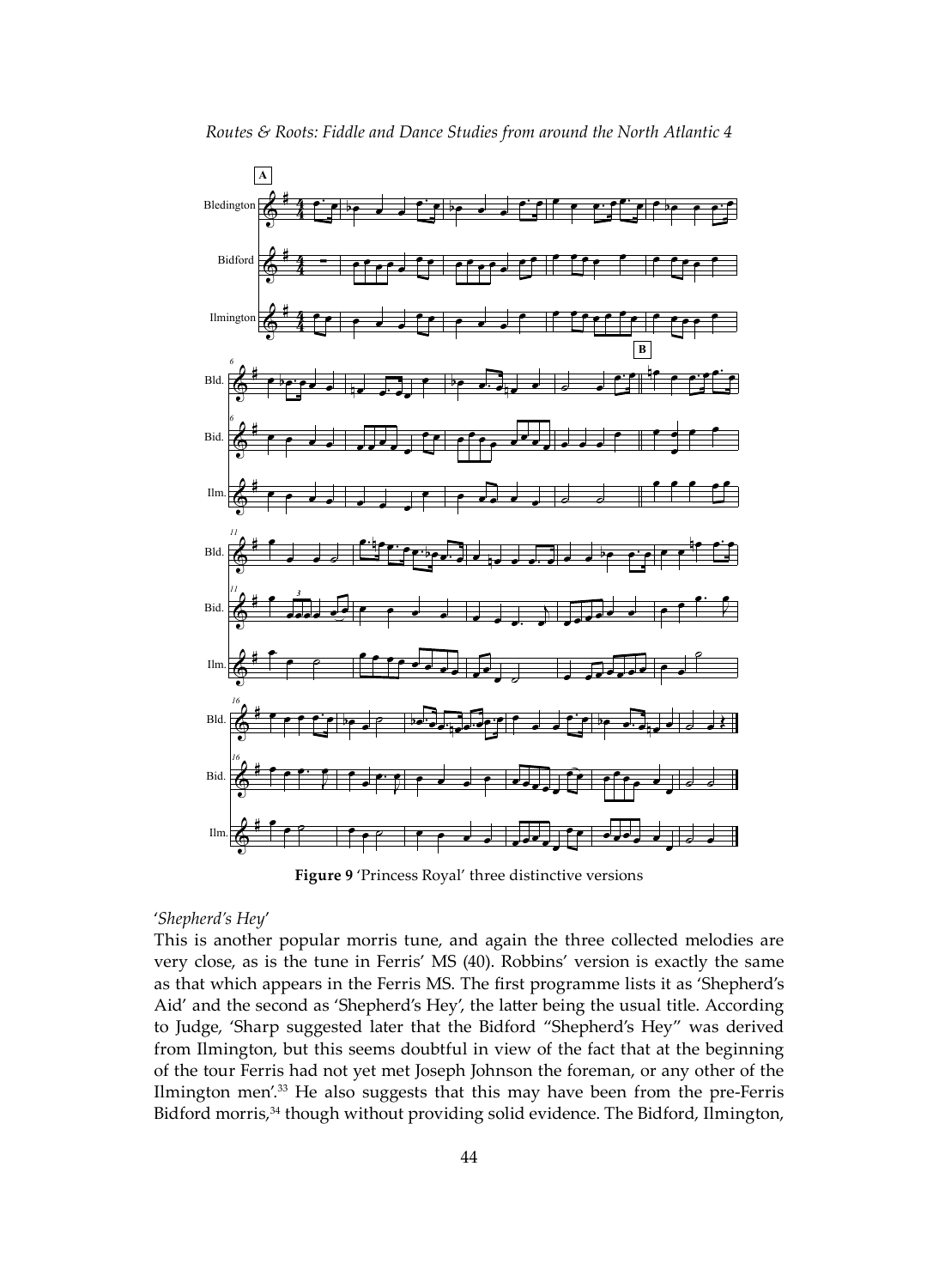**Figure 9** 'Princess Royal' three distinctive versions

'*Shepherd's Hey*'

This is another popular morris tune, and again the three collected melodies are very close, as is the tune in Ferris' MS (40). Robbins' version is exactly the same as that which appears in the Ferris MS. The first programme lists it as 'Shepherd's Aid' and the second as 'Shepherd's Hey', the latter being the usual title. According to Judge, 'Sharp suggested later that the Bidford "Shepherd's Hey" was derived from Ilmington, but this seems doubtful in view of the fact that at the beginning of the tour Ferris had not yet met Joseph Johnson the foreman, or any other of the Ilmington men'.[33] He also suggests that this may have been from the pre-Ferris Bidford morris,[34] though without providing solid evidence. The Bidford, Ilmington,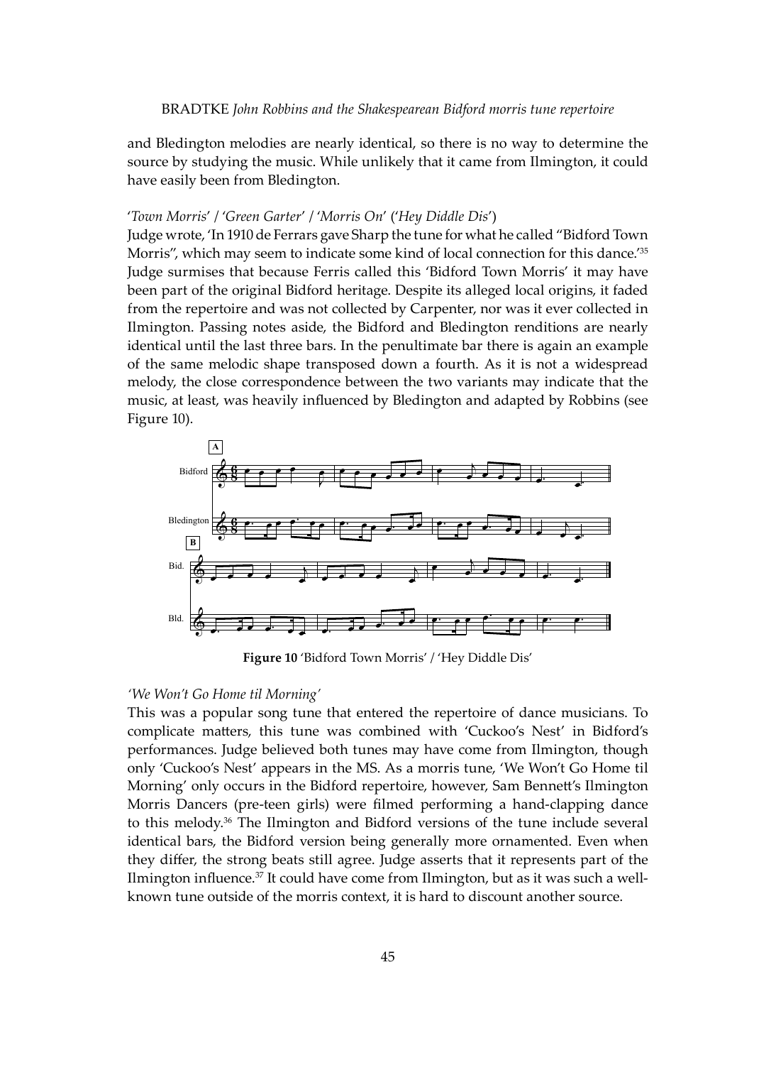and Bledington melodies are nearly identical, so there is no way to determine the source by studying the music. While unlikely that it came from Ilmington, it could have easily been from Bledington.

### '*Town Morris*' / '*Green Garter*' / '*Morris On*' ('*Hey Diddle Dis*')

Judge wrote, 'In 1910 de Ferrars gave Sharp the tune for what he called "Bidford Town Morris", which may seem to indicate some kind of local connection for this dance.'[35] Judge surmises that because Ferris called this 'Bidford Town Morris' it may have been part of the original Bidford heritage. Despite its alleged local origins, it faded from the repertoire and was not collected by Carpenter, nor was it ever collected in Ilmington. Passing notes aside, the Bidford and Bledington renditions are nearly identical until the last three bars. In the penultimate bar there is again an example of the same melodic shape transposed down a fourth. As it is not a widespread melody, the close correspondence between the two variants may indicate that the music, at least, was heavily influenced by Bledington and adapted by Robbins (see Figure 10).

**Figure 10** 'Bidford Town Morris' / 'Hey Diddle Dis'

### *'We Won't Go Home til Morning'*

This was a popular song tune that entered the repertoire of dance musicians. To complicate matters, this tune was combined with 'Cuckoo's Nest' in Bidford's performances. Judge believed both tunes may have come from Ilmington, though only 'Cuckoo's Nest' appears in the MS. As a morris tune, 'We Won't Go Home til Morning' only occurs in the Bidford repertoire, however, Sam Bennett's Ilmington Morris Dancers (pre-teen girls) were filmed performing a hand-clapping dance to this melody.[36] The Ilmington and Bidford versions of the tune include several identical bars, the Bidford version being generally more ornamented. Even when they differ, the strong beats still agree. Judge asserts that it represents part of the Ilmington influence.[37] It could have come from Ilmington, but as it was such a well-known tune outside of the morris context, it is hard to discount another source.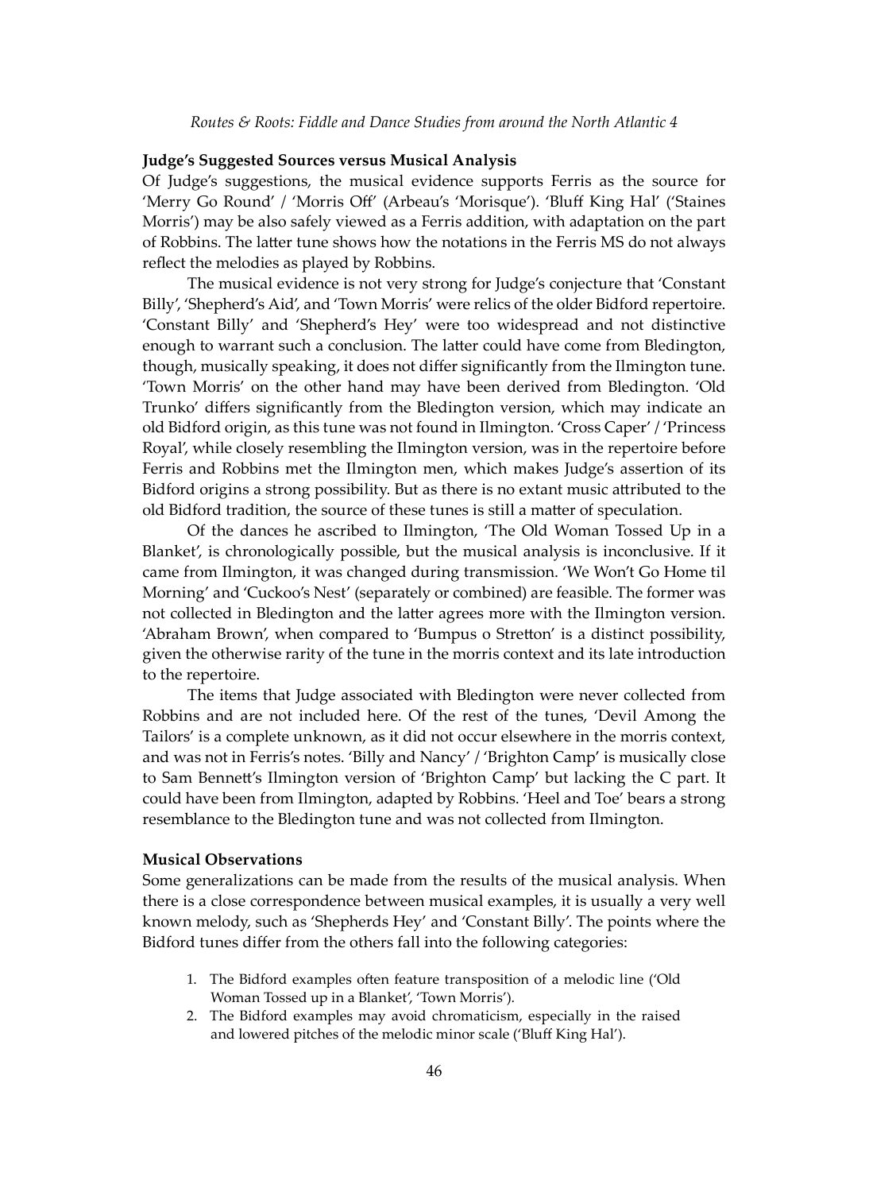**Judge's Suggested Sources versus Musical Analysis**

Of Judge's suggestions, the musical evidence supports Ferris as the source for 'Merry Go Round' / 'Morris Off' (Arbeau's 'Morisque'). 'Bluff King Hal' ('Staines Morris') may be also safely viewed as a Ferris addition, with adaptation on the part of Robbins. The latter tune shows how the notations in the Ferris MS do not always reflect the melodies as played by Robbins.

The musical evidence is not very strong for Judge's conjecture that 'Constant Billy', 'Shepherd's Aid', and 'Town Morris' were relics of the older Bidford repertoire. 'Constant Billy' and 'Shepherd's Hey' were too widespread and not distinctive enough to warrant such a conclusion. The latter could have come from Bledington, though, musically speaking, it does not differ significantly from the Ilmington tune. 'Town Morris' on the other hand may have been derived from Bledington. 'Old Trunko' differs significantly from the Bledington version, which may indicate an old Bidford origin, as this tune was not found in Ilmington. 'Cross Caper' / 'Princess Royal', while closely resembling the Ilmington version, was in the repertoire before Ferris and Robbins met the Ilmington men, which makes Judge's assertion of its Bidford origins a strong possibility. But as there is no extant music attributed to the old Bidford tradition, the source of these tunes is still a matter of speculation.

Of the dances he ascribed to Ilmington, 'The Old Woman Tossed Up in a Blanket', is chronologically possible, but the musical analysis is inconclusive. If it came from Ilmington, it was changed during transmission. 'We Won't Go Home til Morning' and 'Cuckoo's Nest' (separately or combined) are feasible. The former was not collected in Bledington and the latter agrees more with the Ilmington version. 'Abraham Brown', when compared to 'Bumpus o Stretton' is a distinct possibility, given the otherwise rarity of the tune in the morris context and its late introduction to the repertoire.

The items that Judge associated with Bledington were never collected from Robbins and are not included here. Of the rest of the tunes, 'Devil Among the Tailors' is a complete unknown, as it did not occur elsewhere in the morris context, and was not in Ferris's notes. 'Billy and Nancy' / 'Brighton Camp' is musically close to Sam Bennett's Ilmington version of 'Brighton Camp' but lacking the C part. It could have been from Ilmington, adapted by Robbins. 'Heel and Toe' bears a strong resemblance to the Bledington tune and was not collected from Ilmington.

**Musical Observations**

Some generalizations can be made from the results of the musical analysis. When there is a close correspondence between musical examples, it is usually a very well known melody, such as 'Shepherds Hey' and 'Constant Billy'. The points where the Bidford tunes differ from the others fall into the following categories:

1. The Bidford examples often feature transposition of a melodic line ('Old Woman Tossed up in a Blanket', 'Town Morris').
2. The Bidford examples may avoid chromaticism, especially in the raised and lowered pitches of the melodic minor scale ('Bluff King Hal').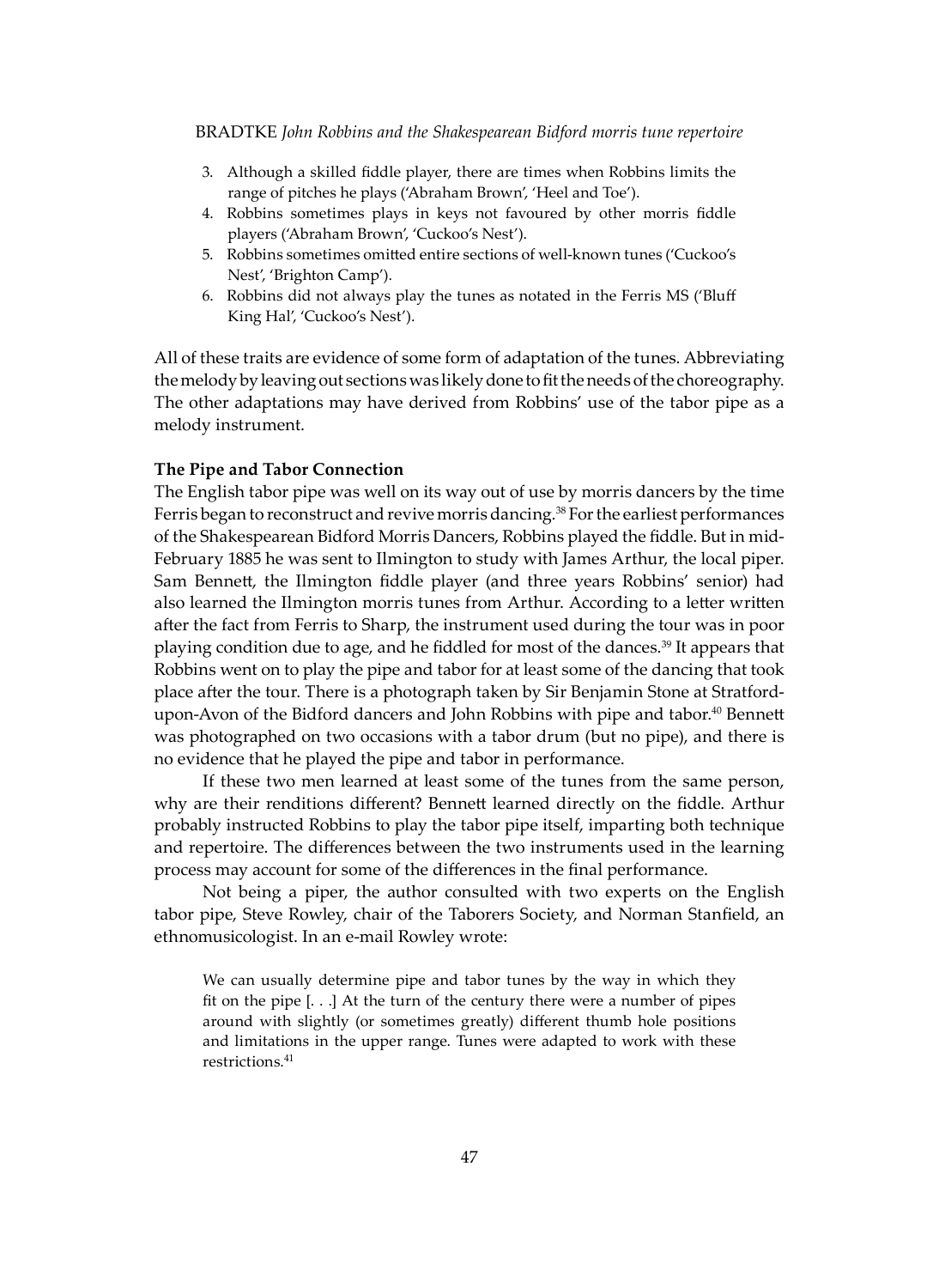3. Although a skilled fiddle player, there are times when Robbins limits the range of pitches he plays ('Abraham Brown', 'Heel and Toe').
4. Robbins sometimes plays in keys not favoured by other morris fiddle players ('Abraham Brown', 'Cuckoo's Nest').
5. Robbins sometimes omitted entire sections of well-known tunes ('Cuckoo's Nest', 'Brighton Camp').
6. Robbins did not always play the tunes as notated in the Ferris MS ('Bluff King Hal', 'Cuckoo's Nest').

All of these traits are evidence of some form of adaptation of the tunes. Abbreviating the melody by leaving out sections was likely done to fit the needs of the choreography. The other adaptations may have derived from Robbins' use of the tabor pipe as a melody instrument.

**The Pipe and Tabor Connection**

The English tabor pipe was well on its way out of use by morris dancers by the time Ferris began to reconstruct and revive morris dancing.[38] For the earliest performances of the Shakespearean Bidford Morris Dancers, Robbins played the fiddle. But in mid-February 1885 he was sent to Ilmington to study with James Arthur, the local piper. Sam Bennett, the Ilmington fiddle player (and three years Robbins' senior) had also learned the Ilmington morris tunes from Arthur. According to a letter written after the fact from Ferris to Sharp, the instrument used during the tour was in poor playing condition due to age, and he fiddled for most of the dances.[39] It appears that Robbins went on to play the pipe and tabor for at least some of the dancing that took place after the tour. There is a photograph taken by Sir Benjamin Stone at Stratford-upon-Avon of the Bidford dancers and John Robbins with pipe and tabor.[40] Bennett was photographed on two occasions with a tabor drum (but no pipe), and there is no evidence that he played the pipe and tabor in performance.

If these two men learned at least some of the tunes from the same person, why are their renditions different? Bennett learned directly on the fiddle. Arthur probably instructed Robbins to play the tabor pipe itself, imparting both technique and repertoire. The differences between the two instruments used in the learning process may account for some of the differences in the final performance.

Not being a piper, the author consulted with two experts on the English tabor pipe, Steve Rowley, chair of the Taborers Society, and Norman Stanfield, an ethnomusicologist. In an e-mail Rowley wrote:

> We can usually determine pipe and tabor tunes by the way in which they fit on the pipe [. . .] At the turn of the century there were a number of pipes around with slightly (or sometimes greatly) different thumb hole positions and limitations in the upper range. Tunes were adapted to work with these restrictions.[41]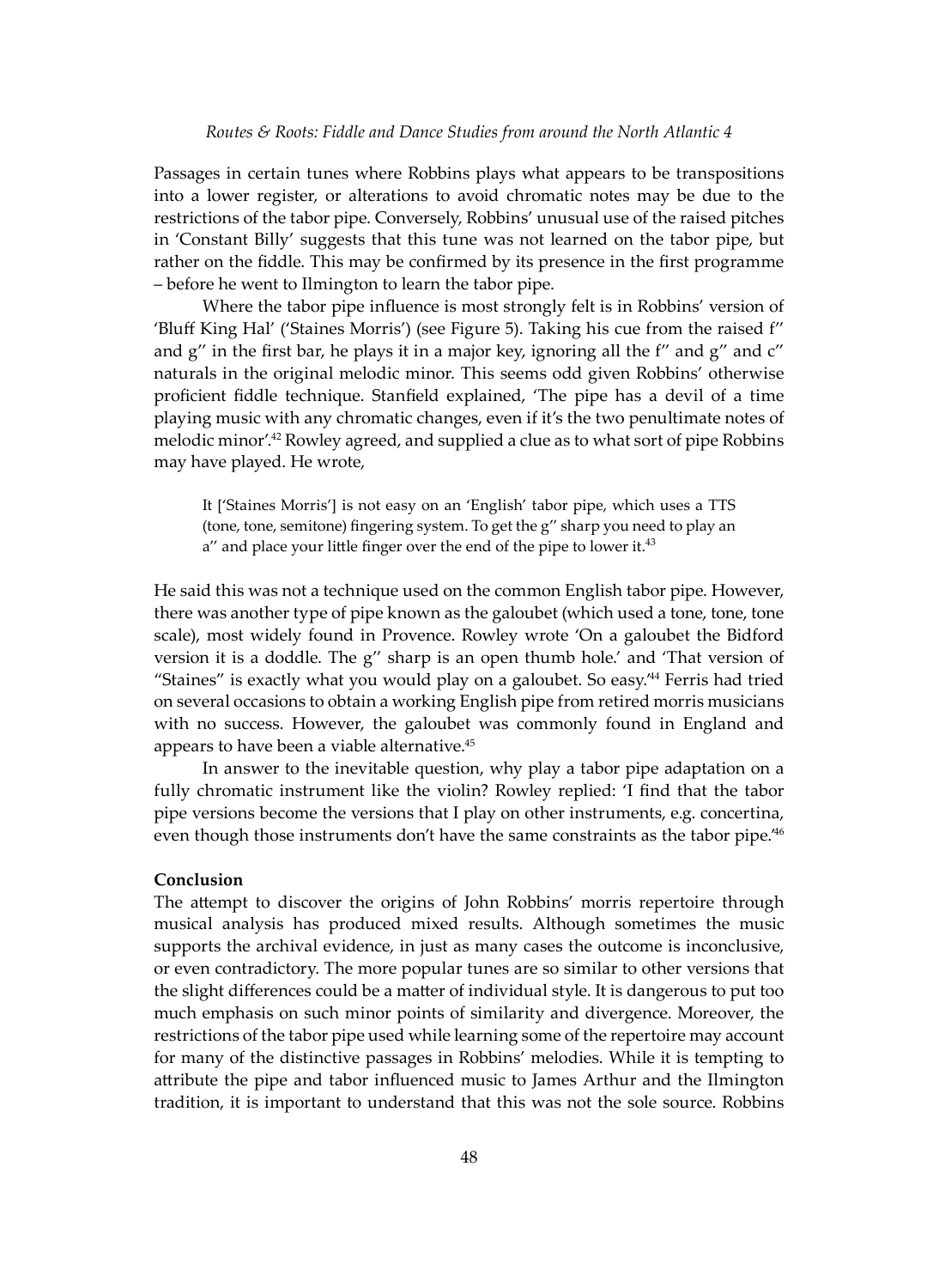Passages in certain tunes where Robbins plays what appears to be transpositions into a lower register, or alterations to avoid chromatic notes may be due to the restrictions of the tabor pipe. Conversely, Robbins' unusual use of the raised pitches in 'Constant Billy' suggests that this tune was not learned on the tabor pipe, but rather on the fiddle. This may be confirmed by its presence in the first programme – before he went to Ilmington to learn the tabor pipe.

Where the tabor pipe influence is most strongly felt is in Robbins' version of 'Bluff King Hal' ('Staines Morris') (see Figure 5). Taking his cue from the raised f'' and g'' in the first bar, he plays it in a major key, ignoring all the f'' and g'' and c'' naturals in the original melodic minor. This seems odd given Robbins' otherwise proficient fiddle technique. Stanfield explained, 'The pipe has a devil of a time playing music with any chromatic changes, even if it's the two penultimate notes of melodic minor'.[42] Rowley agreed, and supplied a clue as to what sort of pipe Robbins may have played. He wrote,

> It ['Staines Morris'] is not easy on an 'English' tabor pipe, which uses a TTS (tone, tone, semitone) fingering system. To get the g'' sharp you need to play an a'' and place your little finger over the end of the pipe to lower it.[43]

He said this was not a technique used on the common English tabor pipe. However, there was another type of pipe known as the galoubet (which used a tone, tone, tone scale), most widely found in Provence. Rowley wrote 'On a galoubet the Bidford version it is a doddle. The g'' sharp is an open thumb hole.' and 'That version of "Staines" is exactly what you would play on a galoubet. So easy.'[44] Ferris had tried on several occasions to obtain a working English pipe from retired morris musicians with no success. However, the galoubet was commonly found in England and appears to have been a viable alternative.[45]

In answer to the inevitable question, why play a tabor pipe adaptation on a fully chromatic instrument like the violin? Rowley replied: 'I find that the tabor pipe versions become the versions that I play on other instruments, e.g. concertina, even though those instruments don't have the same constraints as the tabor pipe.'[46]

**Conclusion**

The attempt to discover the origins of John Robbins' morris repertoire through musical analysis has produced mixed results. Although sometimes the music supports the archival evidence, in just as many cases the outcome is inconclusive, or even contradictory. The more popular tunes are so similar to other versions that the slight differences could be a matter of individual style. It is dangerous to put too much emphasis on such minor points of similarity and divergence. Moreover, the restrictions of the tabor pipe used while learning some of the repertoire may account for many of the distinctive passages in Robbins' melodies. While it is tempting to attribute the pipe and tabor influenced music to James Arthur and the Ilmington tradition, it is important to understand that this was not the sole source. Robbins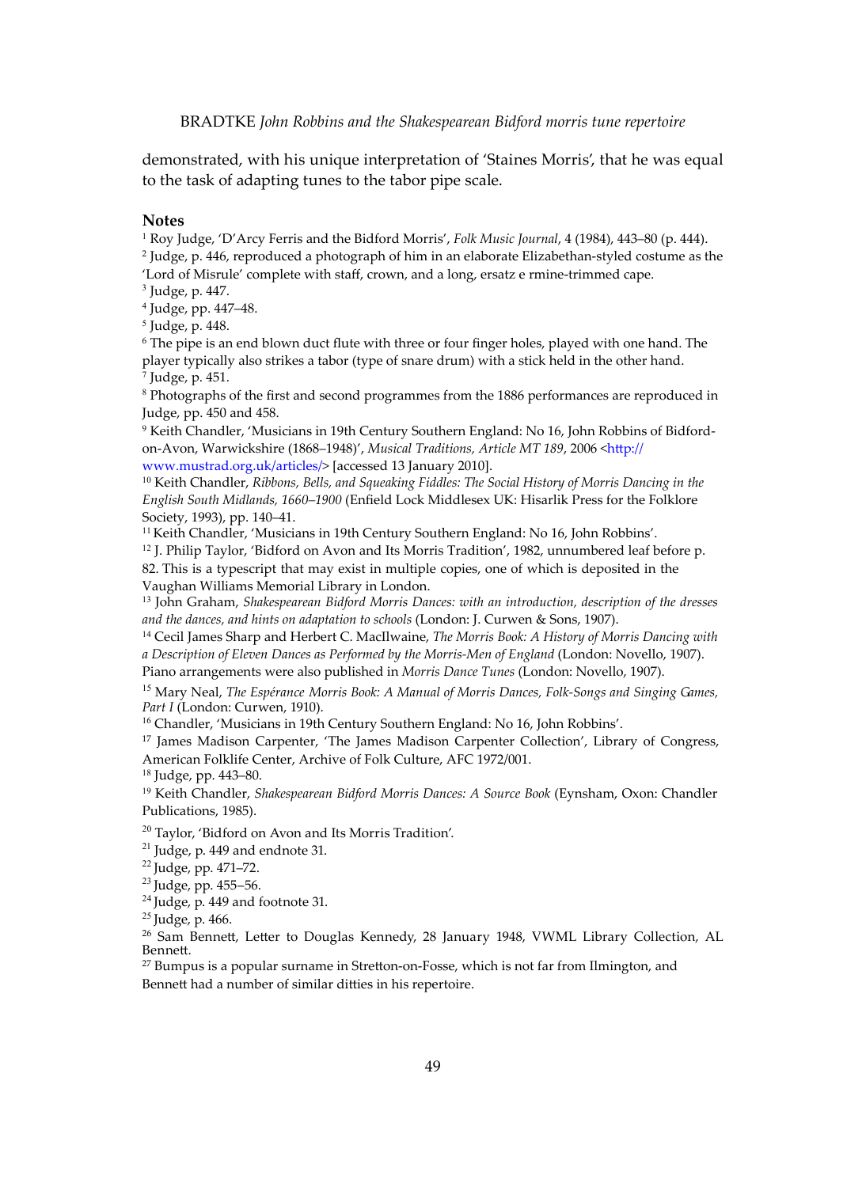demonstrated, with his unique interpretation of 'Staines Morris', that he was equal to the task of adapting tunes to the tabor pipe scale.

## Notes

[1] Roy Judge, 'D'Arcy Ferris and the Bidford Morris', *Folk Music Journal*, 4 (1984), 443–80 (p. 444).
[2] Judge, p. 446, reproduced a photograph of him in an elaborate Elizabethan-styled costume as the 'Lord of Misrule' complete with staff, crown, and a long, ersatz e rmine-trimmed cape.
[3] Judge, p. 447.
[4] Judge, pp. 447–48.
[5] Judge, p. 448.
[6] The pipe is an end blown duct flute with three or four finger holes, played with one hand. The player typically also strikes a tabor (type of snare drum) with a stick held in the other hand.
[7] Judge, p. 451.
[8] Photographs of the first and second programmes from the 1886 performances are reproduced in Judge, pp. 450 and 458.
[9] Keith Chandler, 'Musicians in 19th Century Southern England: No 16, John Robbins of Bidford-on-Avon, Warwickshire (1868–1948)', *Musical Traditions, Article MT 189*, 2006 <http://www.mustrad.org.uk/articles/> [accessed 13 January 2010].
[10] Keith Chandler, *Ribbons, Bells, and Squeaking Fiddles: The Social History of Morris Dancing in the English South Midlands, 1660–1900* (Enfield Lock Middlesex UK: Hisarlik Press for the Folklore Society, 1993), pp. 140–41.
[11] Keith Chandler, 'Musicians in 19th Century Southern England: No 16, John Robbins'.
[12] J. Philip Taylor, 'Bidford on Avon and Its Morris Tradition', 1982, unnumbered leaf before p. 82. This is a typescript that may exist in multiple copies, one of which is deposited in the Vaughan Williams Memorial Library in London.
[13] John Graham, *Shakespearean Bidford Morris Dances: with an introduction, description of the dresses and the dances, and hints on adaptation to schools* (London: J. Curwen & Sons, 1907).
[14] Cecil James Sharp and Herbert C. MacIlwaine, *The Morris Book: A History of Morris Dancing with a Description of Eleven Dances as Performed by the Morris-Men of England* (London: Novello, 1907). Piano arrangements were also published in *Morris Dance Tunes* (London: Novello, 1907).
[15] Mary Neal, *The Espérance Morris Book: A Manual of Morris Dances, Folk-Songs and Singing Games, Part I* (London: Curwen, 1910).
[16] Chandler, 'Musicians in 19th Century Southern England: No 16, John Robbins'.
[17] James Madison Carpenter, 'The James Madison Carpenter Collection', Library of Congress, American Folklife Center, Archive of Folk Culture, AFC 1972/001.
[18] Judge, pp. 443–80.
[19] Keith Chandler, *Shakespearean Bidford Morris Dances: A Source Book* (Eynsham, Oxon: Chandler Publications, 1985).
[20] Taylor, 'Bidford on Avon and Its Morris Tradition'.
[21] Judge, p. 449 and endnote 31.
[22] Judge, pp. 471–72.
[23] Judge, pp. 455–56.
[24] Judge, p. 449 and footnote 31.
[25] Judge, p. 466.
[26] Sam Bennett, Letter to Douglas Kennedy, 28 January 1948, VWML Library Collection, AL Bennett.
[27] Bumpus is a popular surname in Stretton-on-Fosse, which is not far from Ilmington, and Bennett had a number of similar ditties in his repertoire.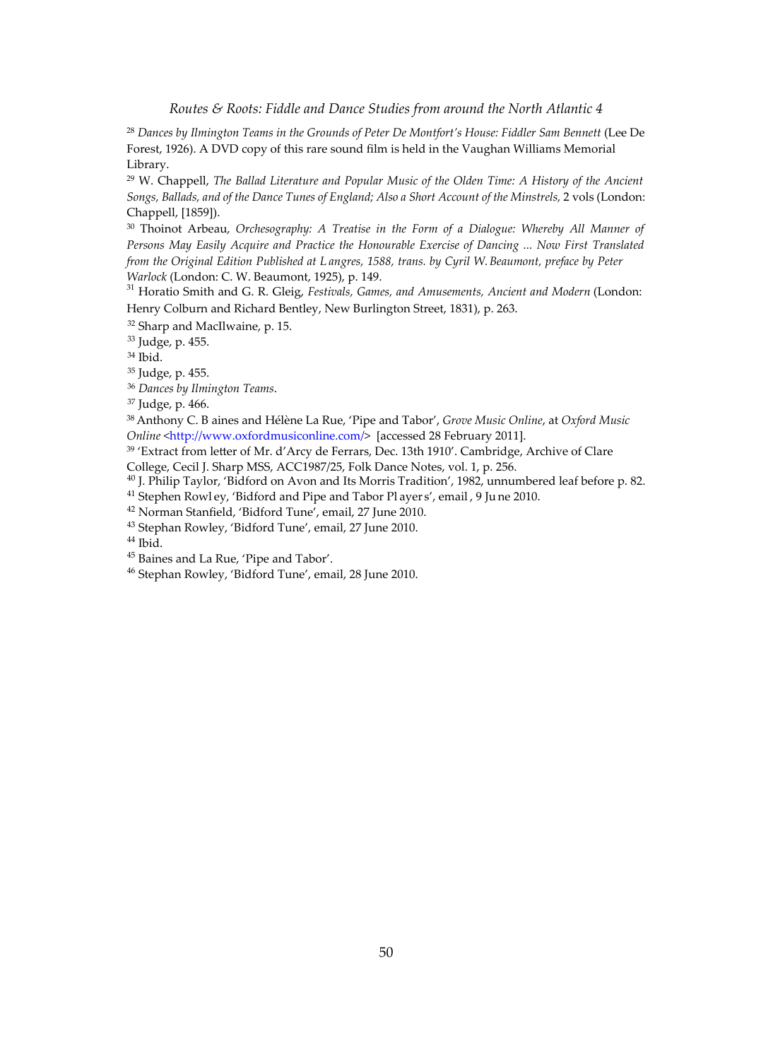[28] *Dances by Ilmington Teams in the Grounds of Peter De Montfort's House: Fiddler Sam Bennett* (Lee De Forest, 1926). A DVD copy of this rare sound film is held in the Vaughan Williams Memorial Library.

[29] W. Chappell, *The Ballad Literature and Popular Music of the Olden Time: A History of the Ancient Songs, Ballads, and of the Dance Tunes of England; Also a Short Account of the Minstrels,* 2 vols (London: Chappell, [1859]).

[30] Thoinot Arbeau, *Orchesography: A Treatise in the Form of a Dialogue: Whereby All Manner of Persons May Easily Acquire and Practice the Honourable Exercise of Dancing ... Now First Translated from the Original Edition Published at Langres, 1588, trans. by Cyril W. Beaumont, preface by Peter Warlock* (London: C. W. Beaumont, 1925), p. 149.

[31] Horatio Smith and G. R. Gleig, *Festivals, Games, and Amusements, Ancient and Modern* (London: Henry Colburn and Richard Bentley, New Burlington Street, 1831), p. 263.

[32] Sharp and MacIlwaine, p. 15.

[33] Judge, p. 455.

[34] Ibid.

[35] Judge, p. 455.

[36] *Dances by Ilmington Teams*.

[37] Judge, p. 466.

[38] Anthony C. Baines and Hélène La Rue, 'Pipe and Tabor', *Grove Music Online*, at *Oxford Music Online* <http://www.oxfordmusiconline.com/> [accessed 28 February 2011].

[39] 'Extract from letter of Mr. d'Arcy de Ferrars, Dec. 13th 1910'. Cambridge, Archive of Clare College, Cecil J. Sharp MSS, ACC1987/25, Folk Dance Notes, vol. 1, p. 256.

[40] J. Philip Taylor, 'Bidford on Avon and Its Morris Tradition', 1982, unnumbered leaf before p. 82.

[41] Stephen Rowley, 'Bidford and Pipe and Tabor Players', email, 9 June 2010.

[42] Norman Stanfield, 'Bidford Tune', email, 27 June 2010.

[43] Stephan Rowley, 'Bidford Tune', email, 27 June 2010.

[44] Ibid.

[45] Baines and La Rue, 'Pipe and Tabor'.

[46] Stephan Rowley, 'Bidford Tune', email, 28 June 2010.